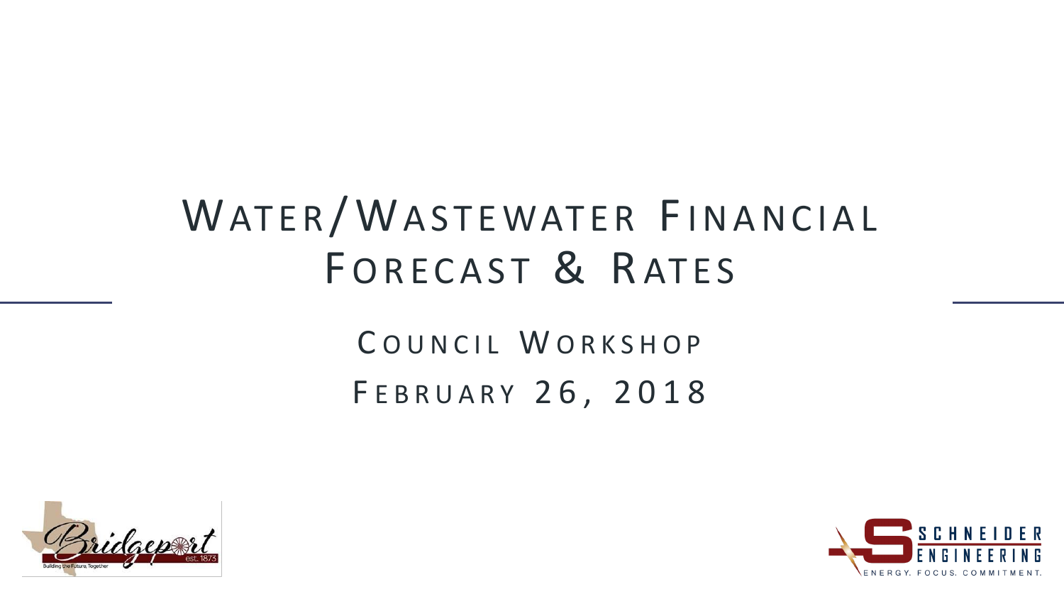# Water/Wastewater Financial Forecast & Rates

## Council Workshop

## February 26, 2018

Bridgeport est. 1873 Building the Future, Together

SCHNEIDER ENGINEERING ENERGY. FOCUS. COMMITMENT.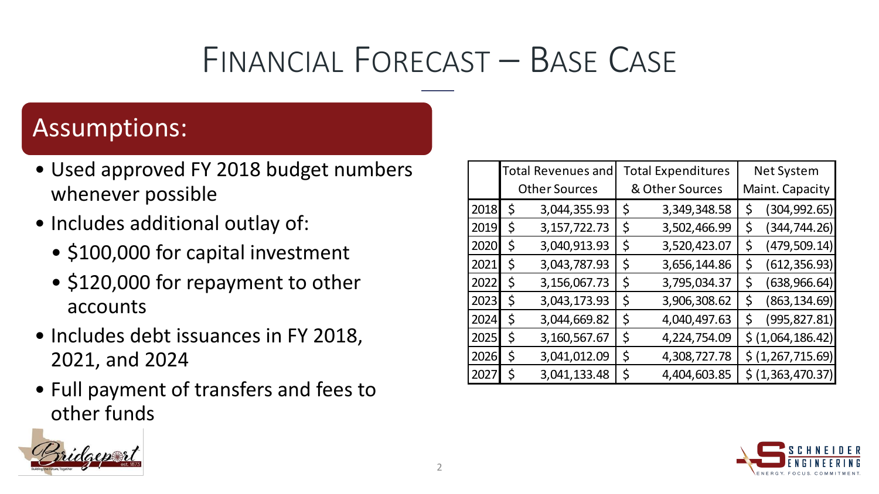# Financial Forecast – Base Case

## Assumptions:

- Used approved FY 2018 budget numbers whenever possible
- Includes additional outlay of:
  - $100,000 for capital investment
  - $120,000 for repayment to other accounts
- Includes debt issuances in FY 2018, 2021, and 2024
- Full payment of transfers and fees to other funds

| | Total Revenues and Other Sources | Total Expenditures & Other Sources | Net System Maint. Capacity |
|---|---|---|---|
| 2018 | $ 3,044,355.93 | $ 3,349,348.58 | $ (304,992.65) |
| 2019 | $ 3,157,722.73 | $ 3,502,466.99 | $ (344,744.26) |
| 2020 | $ 3,040,913.93 | $ 3,520,423.07 | $ (479,509.14) |
| 2021 | $ 3,043,787.93 | $ 3,656,144.86 | $ (612,356.93) |
| 2022 | $ 3,156,067.73 | $ 3,795,034.37 | $ (638,966.64) |
| 2023 | $ 3,043,173.93 | $ 3,906,308.62 | $ (863,134.69) |
| 2024 | $ 3,044,669.82 | $ 4,040,497.63 | $ (995,827.81) |
| 2025 | $ 3,160,567.67 | $ 4,224,754.09 | $ (1,064,186.42) |
| 2026 | $ 3,041,012.09 | $ 4,308,727.78 | $ (1,267,715.69) |
| 2027 | $ 3,041,133.48 | $ 4,404,603.85 | $ (1,363,470.37) |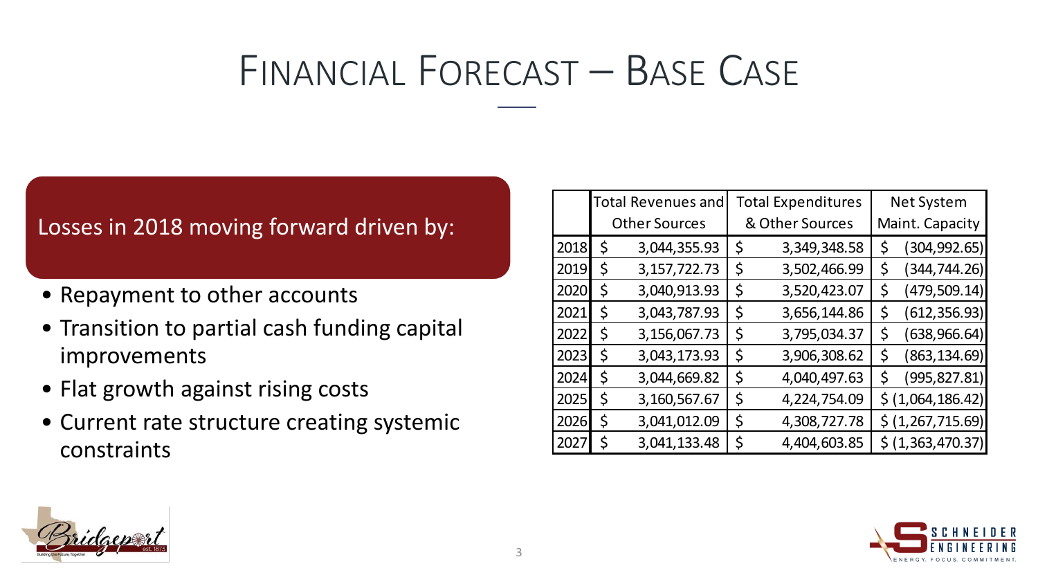# Financial Forecast – Base Case

Losses in 2018 moving forward driven by:

- Repayment to other accounts
- Transition to partial cash funding capital improvements
- Flat growth against rising costs
- Current rate structure creating systemic constraints

| | Total Revenues and Other Sources | Total Expenditures & Other Sources | Net System Maint. Capacity |
|---|---|---|---|
| 2018 | $ 3,044,355.93 | $ 3,349,348.58 | $ (304,992.65) |
| 2019 | $ 3,157,722.73 | $ 3,502,466.99 | $ (344,744.26) |
| 2020 | $ 3,040,913.93 | $ 3,520,423.07 | $ (479,509.14) |
| 2021 | $ 3,043,787.93 | $ 3,656,144.86 | $ (612,356.93) |
| 2022 | $ 3,156,067.73 | $ 3,795,034.37 | $ (638,966.64) |
| 2023 | $ 3,043,173.93 | $ 3,906,308.62 | $ (863,134.69) |
| 2024 | $ 3,044,669.82 | $ 4,040,497.63 | $ (995,827.81) |
| 2025 | $ 3,160,567.67 | $ 4,224,754.09 | $ (1,064,186.42) |
| 2026 | $ 3,041,012.09 | $ 4,308,727.78 | $ (1,267,715.69) |
| 2027 | $ 3,041,133.48 | $ 4,404,603.85 | $ (1,363,470.37) |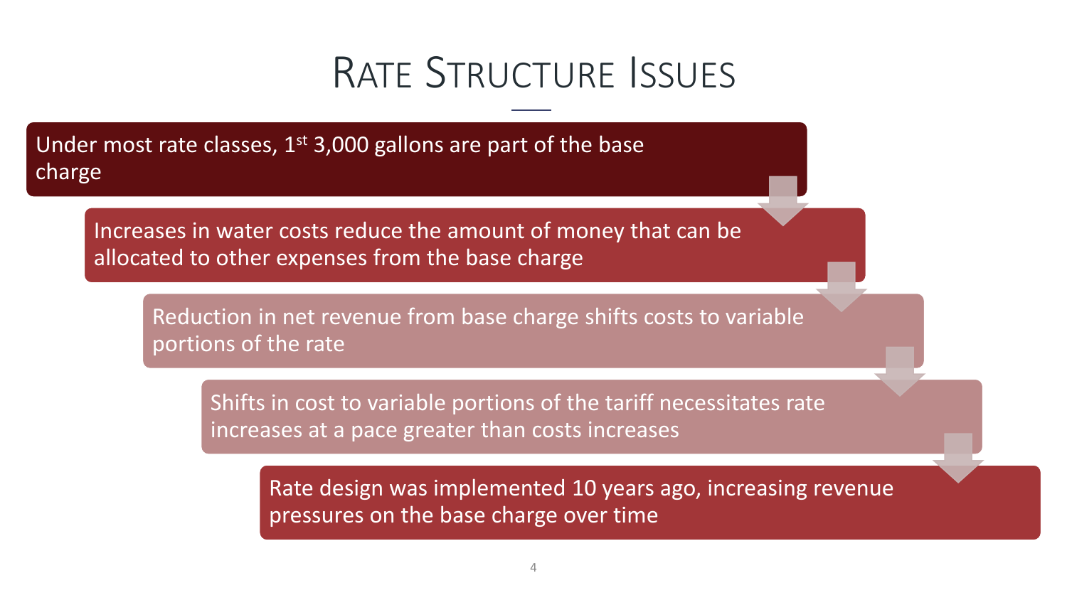# Rate Structure Issues

- Under most rate classes, 1st 3,000 gallons are part of the base charge
- Increases in water costs reduce the amount of money that can be allocated to other expenses from the base charge
- Reduction in net revenue from base charge shifts costs to variable portions of the rate
- Shifts in cost to variable portions of the tariff necessitates rate increases at a pace greater than costs increases
- Rate design was implemented 10 years ago, increasing revenue pressures on the base charge over time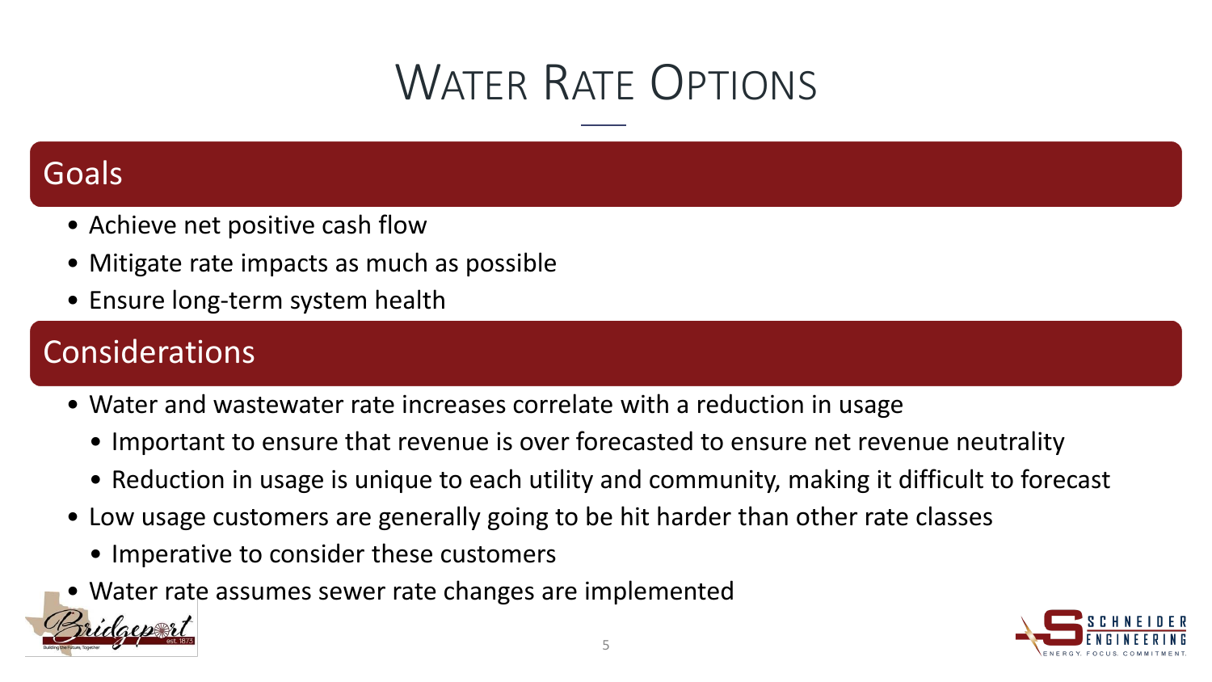# Water Rate Options

## Goals

- Achieve net positive cash flow
- Mitigate rate impacts as much as possible
- Ensure long-term system health

## Considerations

- Water and wastewater rate increases correlate with a reduction in usage
  - Important to ensure that revenue is over forecasted to ensure net revenue neutrality
  - Reduction in usage is unique to each utility and community, making it difficult to forecast
- Low usage customers are generally going to be hit harder than other rate classes
  - Imperative to consider these customers
- Water rate assumes sewer rate changes are implemented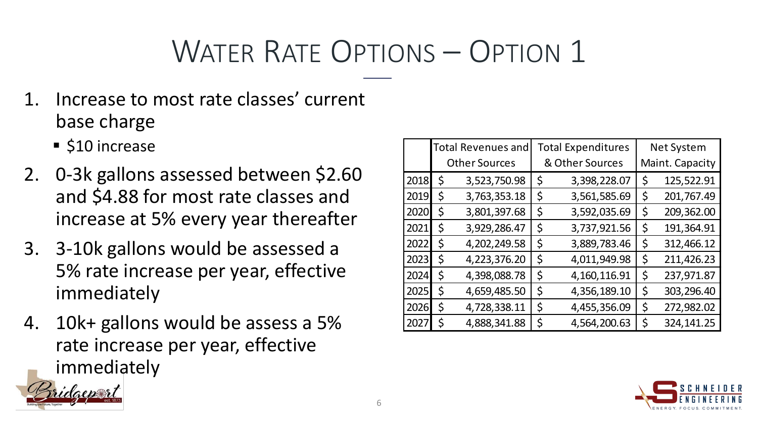# Water Rate Options – Option 1

1. Increase to most rate classes' current base charge
   - $10 increase
2. 0-3k gallons assessed between $2.60 and $4.88 for most rate classes and increase at 5% every year thereafter
3. 3-10k gallons would be assessed a 5% rate increase per year, effective immediately
4. 10k+ gallons would be assess a 5% rate increase per year, effective immediately

| | Total Revenues and Other Sources | Total Expenditures & Other Sources | Net System Maint. Capacity |
|---|---|---|---|
| 2018 | $ 3,523,750.98 | $ 3,398,228.07 | $ 125,522.91 |
| 2019 | $ 3,763,353.18 | $ 3,561,585.69 | $ 201,767.49 |
| 2020 | $ 3,801,397.68 | $ 3,592,035.69 | $ 209,362.00 |
| 2021 | $ 3,929,286.47 | $ 3,737,921.56 | $ 191,364.91 |
| 2022 | $ 4,202,249.58 | $ 3,889,783.46 | $ 312,466.12 |
| 2023 | $ 4,223,376.20 | $ 4,011,949.98 | $ 211,426.23 |
| 2024 | $ 4,398,088.78 | $ 4,160,116.91 | $ 237,971.87 |
| 2025 | $ 4,659,485.50 | $ 4,356,189.10 | $ 303,296.40 |
| 2026 | $ 4,728,338.11 | $ 4,455,356.09 | $ 272,982.02 |
| 2027 | $ 4,888,341.88 | $ 4,564,200.63 | $ 324,141.25 |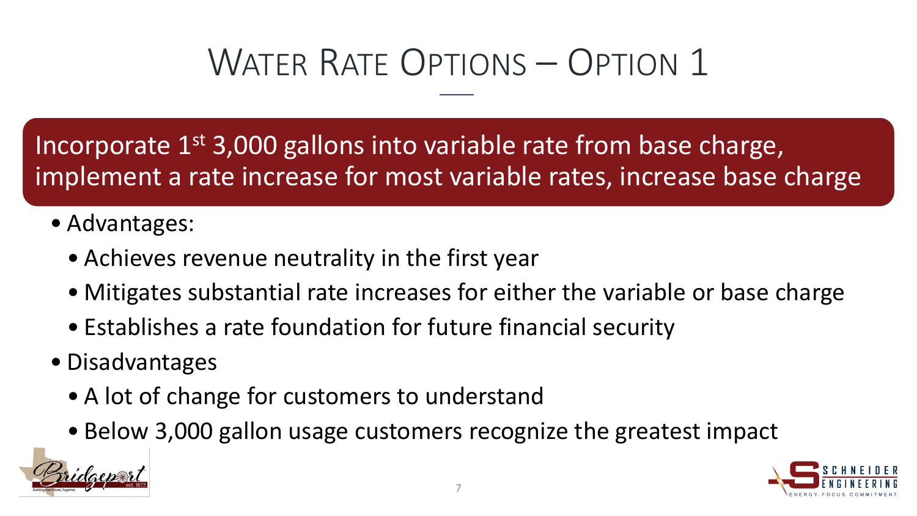# Water Rate Options – Option 1

**Incorporate 1st 3,000 gallons into variable rate from base charge, implement a rate increase for most variable rates, increase base charge**

- Advantages:
  - Achieves revenue neutrality in the first year
  - Mitigates substantial rate increases for either the variable or base charge
  - Establishes a rate foundation for future financial security
- Disadvantages
  - A lot of change for customers to understand
  - Below 3,000 gallon usage customers recognize the greatest impact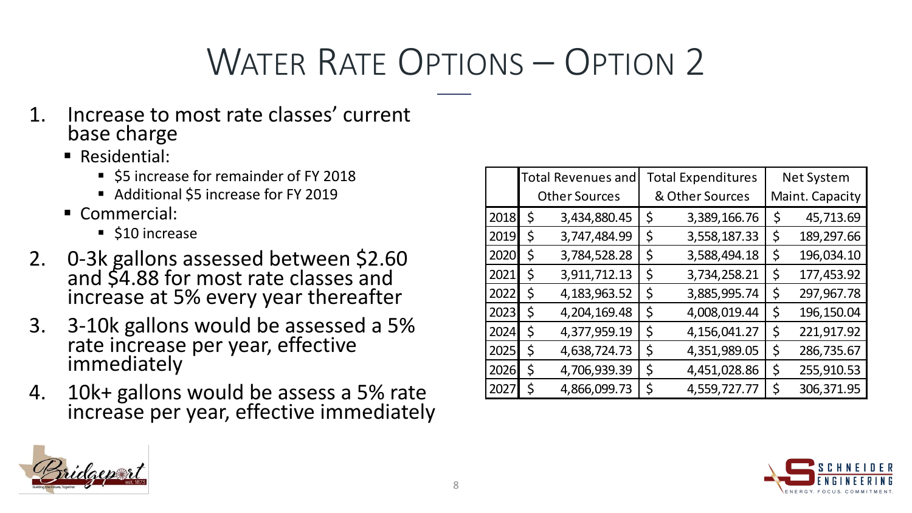# Water Rate Options – Option 2

1. Increase to most rate classes' current base charge
   - Residential:
     - $5 increase for remainder of FY 2018
     - Additional $5 increase for FY 2019
   - Commercial:
     - $10 increase
2. 0-3k gallons assessed between $2.60 and $4.88 for most rate classes and increase at 5% every year thereafter
3. 3-10k gallons would be assessed a 5% rate increase per year, effective immediately
4. 10k+ gallons would be assess a 5% rate increase per year, effective immediately

| | Total Revenues and Other Sources | Total Expenditures & Other Sources | Net System Maint. Capacity |
|---|---|---|---|
| 2018 | $ 3,434,880.45 | $ 3,389,166.76 | $ 45,713.69 |
| 2019 | $ 3,747,484.99 | $ 3,558,187.33 | $ 189,297.66 |
| 2020 | $ 3,784,528.28 | $ 3,588,494.18 | $ 196,034.10 |
| 2021 | $ 3,911,712.13 | $ 3,734,258.21 | $ 177,453.92 |
| 2022 | $ 4,183,963.52 | $ 3,885,995.74 | $ 297,967.78 |
| 2023 | $ 4,204,169.48 | $ 4,008,019.44 | $ 196,150.04 |
| 2024 | $ 4,377,959.19 | $ 4,156,041.27 | $ 221,917.92 |
| 2025 | $ 4,638,724.73 | $ 4,351,989.05 | $ 286,735.67 |
| 2026 | $ 4,706,939.39 | $ 4,451,028.86 | $ 255,910.53 |
| 2027 | $ 4,866,099.73 | $ 4,559,727.77 | $ 306,371.95 |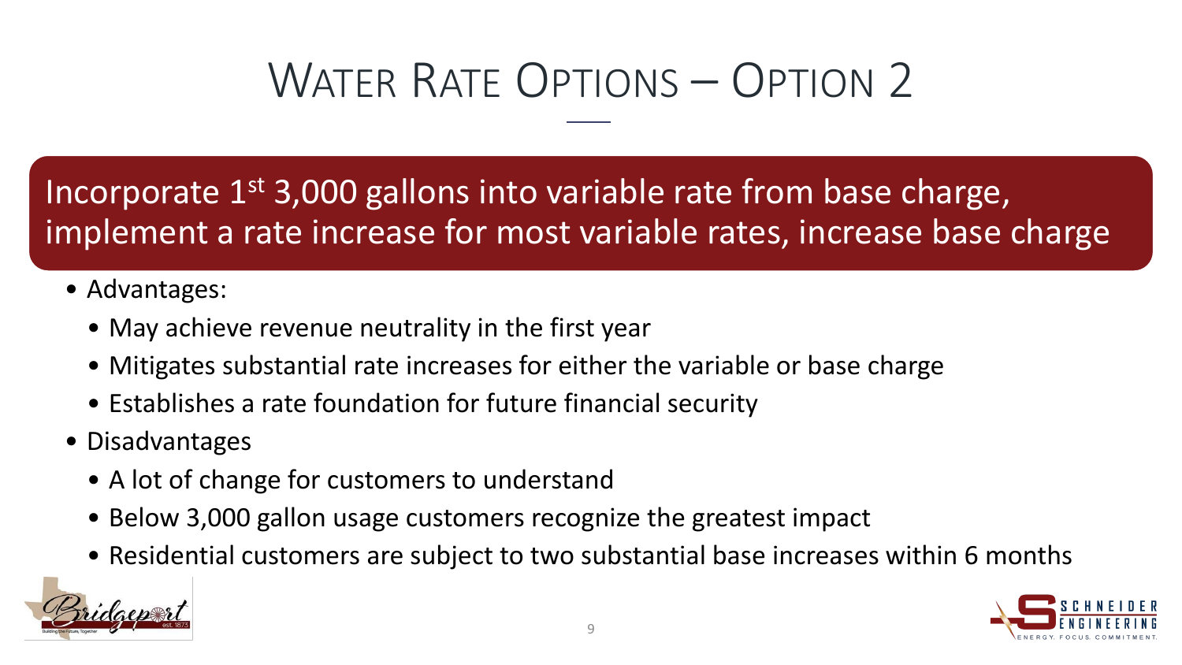# WATER RATE OPTIONS – OPTION 2

**Incorporate 1st 3,000 gallons into variable rate from base charge, implement a rate increase for most variable rates, increase base charge**

- Advantages:
  - May achieve revenue neutrality in the first year
  - Mitigates substantial rate increases for either the variable or base charge
  - Establishes a rate foundation for future financial security
- Disadvantages
  - A lot of change for customers to understand
  - Below 3,000 gallon usage customers recognize the greatest impact
  - Residential customers are subject to two substantial base increases within 6 months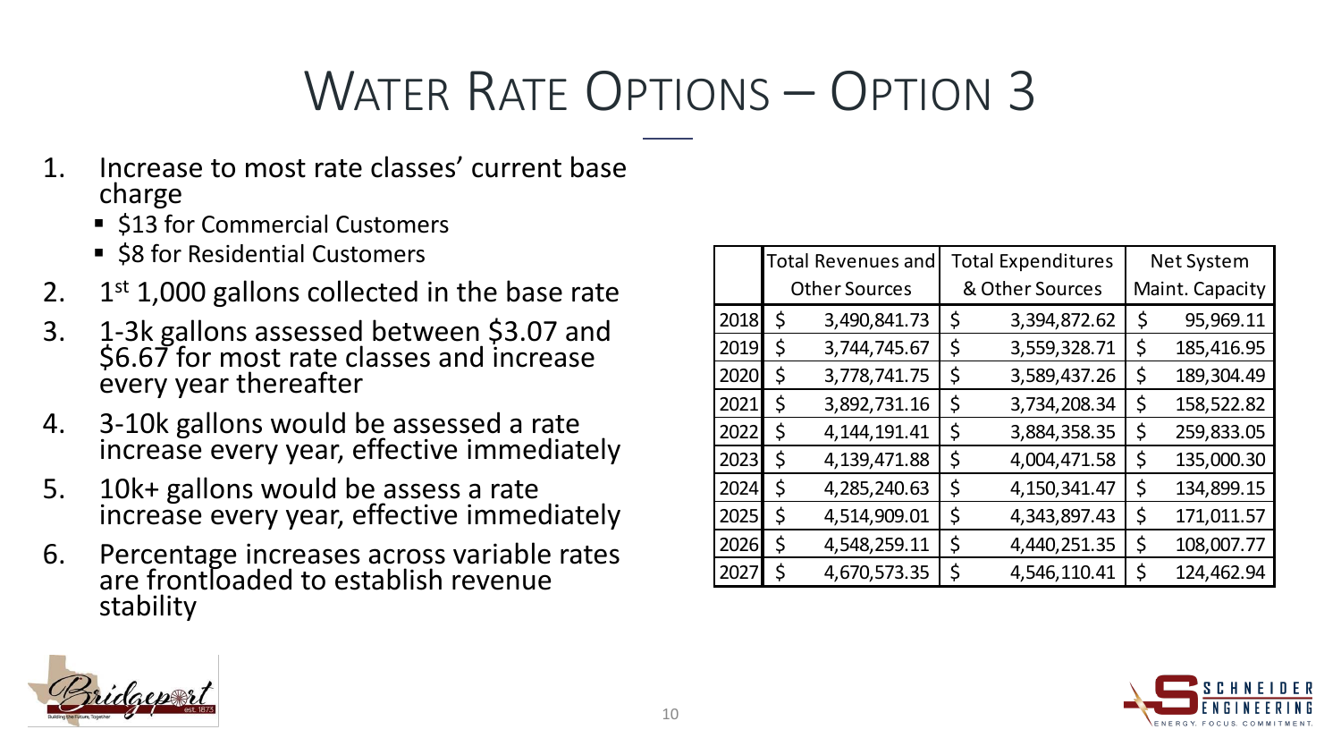# Water Rate Options – Option 3

1. Increase to most rate classes' current base charge
   - \$13 for Commercial Customers
   - \$8 for Residential Customers
2. 1st 1,000 gallons collected in the base rate
3. 1-3k gallons assessed between \$3.07 and \$6.67 for most rate classes and increase every year thereafter
4. 3-10k gallons would be assessed a rate increase every year, effective immediately
5. 10k+ gallons would be assess a rate increase every year, effective immediately
6. Percentage increases across variable rates are frontloaded to establish revenue stability

| | Total Revenues and Other Sources | Total Expenditures & Other Sources | Net System Maint. Capacity |
|---|---|---|---|
| 2018 | \$ 3,490,841.73 | \$ 3,394,872.62 | \$ 95,969.11 |
| 2019 | \$ 3,744,745.67 | \$ 3,559,328.71 | \$ 185,416.95 |
| 2020 | \$ 3,778,741.75 | \$ 3,589,437.26 | \$ 189,304.49 |
| 2021 | \$ 3,892,731.16 | \$ 3,734,208.34 | \$ 158,522.82 |
| 2022 | \$ 4,144,191.41 | \$ 3,884,358.35 | \$ 259,833.05 |
| 2023 | \$ 4,139,471.88 | \$ 4,004,471.58 | \$ 135,000.30 |
| 2024 | \$ 4,285,240.63 | \$ 4,150,341.47 | \$ 134,899.15 |
| 2025 | \$ 4,514,909.01 | \$ 4,343,897.43 | \$ 171,011.57 |
| 2026 | \$ 4,548,259.11 | \$ 4,440,251.35 | \$ 108,007.77 |
| 2027 | \$ 4,670,573.35 | \$ 4,546,110.41 | \$ 124,462.94 |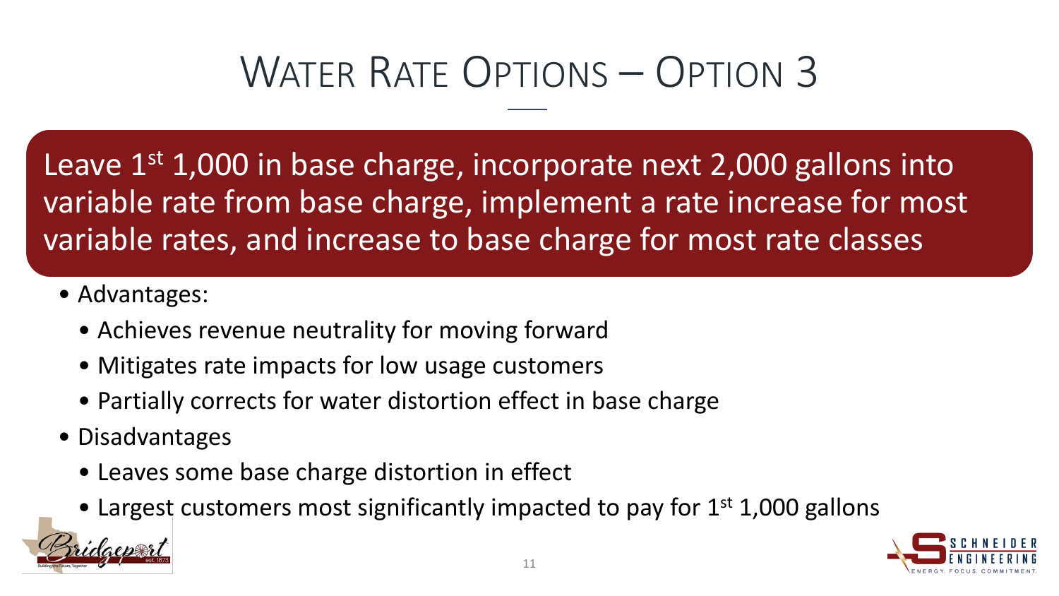# WATER RATE OPTIONS – OPTION 3

Leave 1st 1,000 in base charge, incorporate next 2,000 gallons into variable rate from base charge, implement a rate increase for most variable rates, and increase to base charge for most rate classes

- Advantages:
  - Achieves revenue neutrality for moving forward
  - Mitigates rate impacts for low usage customers
  - Partially corrects for water distortion effect in base charge
- Disadvantages
  - Leaves some base charge distortion in effect
  - Largest customers most significantly impacted to pay for 1st 1,000 gallons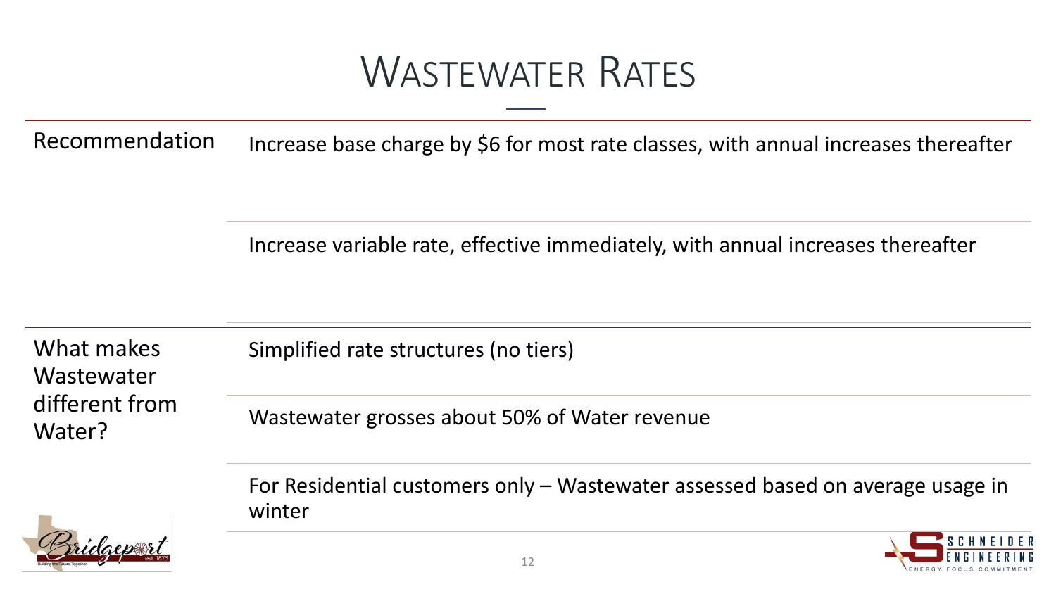# Wastewater Rates

| | |
|---|---|
| Recommendation | Increase base charge by $6 for most rate classes, with annual increases thereafter |
| | Increase variable rate, effective immediately, with annual increases thereafter |
| What makes Wastewater different from Water? | Simplified rate structures (no tiers) |
| | Wastewater grosses about 50% of Water revenue |
| | For Residential customers only – Wastewater assessed based on average usage in winter |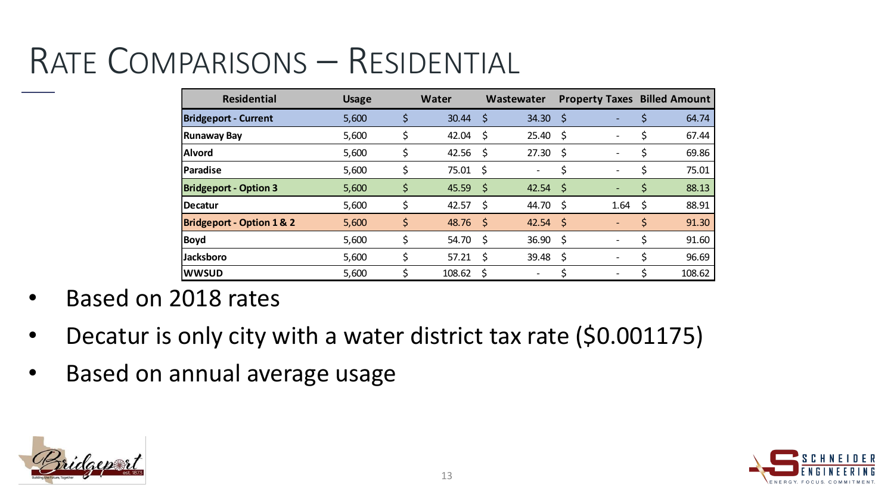# RATE COMPARISONS – RESIDENTIAL

| Residential | Usage | Water | Wastewater | Property Taxes | Billed Amount |
|---|---|---|---|---|---|
| **Bridgeport - Current** | 5,600 | $ 30.44 | $ 34.30 | $ - | $ 64.74 |
| **Runaway Bay** | 5,600 | $ 42.04 | $ 25.40 | $ - | $ 67.44 |
| **Alvord** | 5,600 | $ 42.56 | $ 27.30 | $ - | $ 69.86 |
| **Paradise** | 5,600 | $ 75.01 | $ - | $ - | $ 75.01 |
| **Bridgeport - Option 3** | 5,600 | $ 45.59 | $ 42.54 | $ - | $ 88.13 |
| **Decatur** | 5,600 | $ 42.57 | $ 44.70 | $ 1.64 | $ 88.91 |
| **Bridgeport - Option 1 & 2** | 5,600 | $ 48.76 | $ 42.54 | $ - | $ 91.30 |
| **Boyd** | 5,600 | $ 54.70 | $ 36.90 | $ - | $ 91.60 |
| **Jacksboro** | 5,600 | $ 57.21 | $ 39.48 | $ - | $ 96.69 |
| **WWSUD** | 5,600 | $ 108.62 | $ - | $ - | $ 108.62 |

- Based on 2018 rates
- Decatur is only city with a water district tax rate ($0.001175)
- Based on annual average usage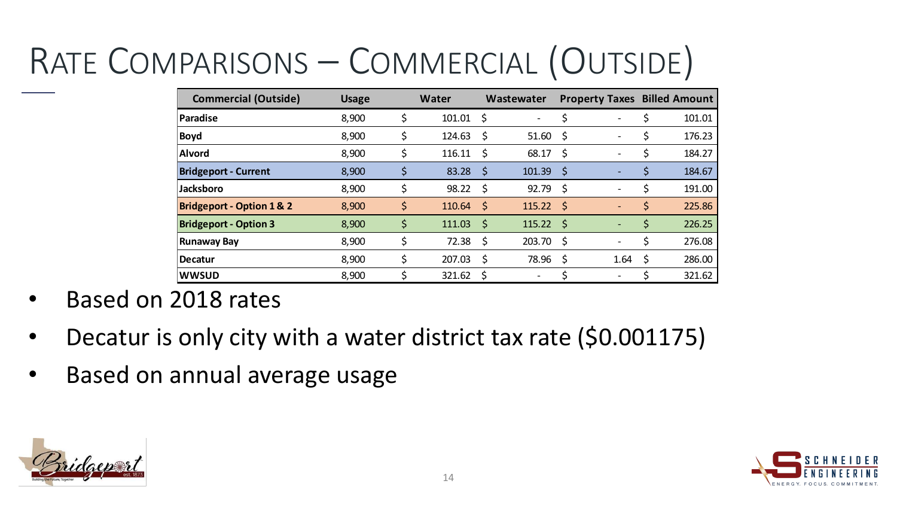# Rate Comparisons – Commercial (Outside)

| Commercial (Outside) | Usage | Water | Wastewater | Property Taxes | Billed Amount |
|---|---|---|---|---|---|
| **Paradise** | 8,900 | $ 101.01 | $ - | $ - | $ 101.01 |
| **Boyd** | 8,900 | $ 124.63 | $ 51.60 | $ - | $ 176.23 |
| **Alvord** | 8,900 | $ 116.11 | $ 68.17 | $ - | $ 184.27 |
| **Bridgeport - Current** | 8,900 | $ 83.28 | $ 101.39 | $ - | $ 184.67 |
| **Jacksboro** | 8,900 | $ 98.22 | $ 92.79 | $ - | $ 191.00 |
| **Bridgeport - Option 1 & 2** | 8,900 | $ 110.64 | $ 115.22 | $ - | $ 225.86 |
| **Bridgeport - Option 3** | 8,900 | $ 111.03 | $ 115.22 | $ - | $ 226.25 |
| **Runaway Bay** | 8,900 | $ 72.38 | $ 203.70 | $ - | $ 276.08 |
| **Decatur** | 8,900 | $ 207.03 | $ 78.96 | $ 1.64 | $ 286.00 |
| **WWSUD** | 8,900 | $ 321.62 | $ - | $ - | $ 321.62 |

- Based on 2018 rates
- Decatur is only city with a water district tax rate ($0.001175)
- Based on annual average usage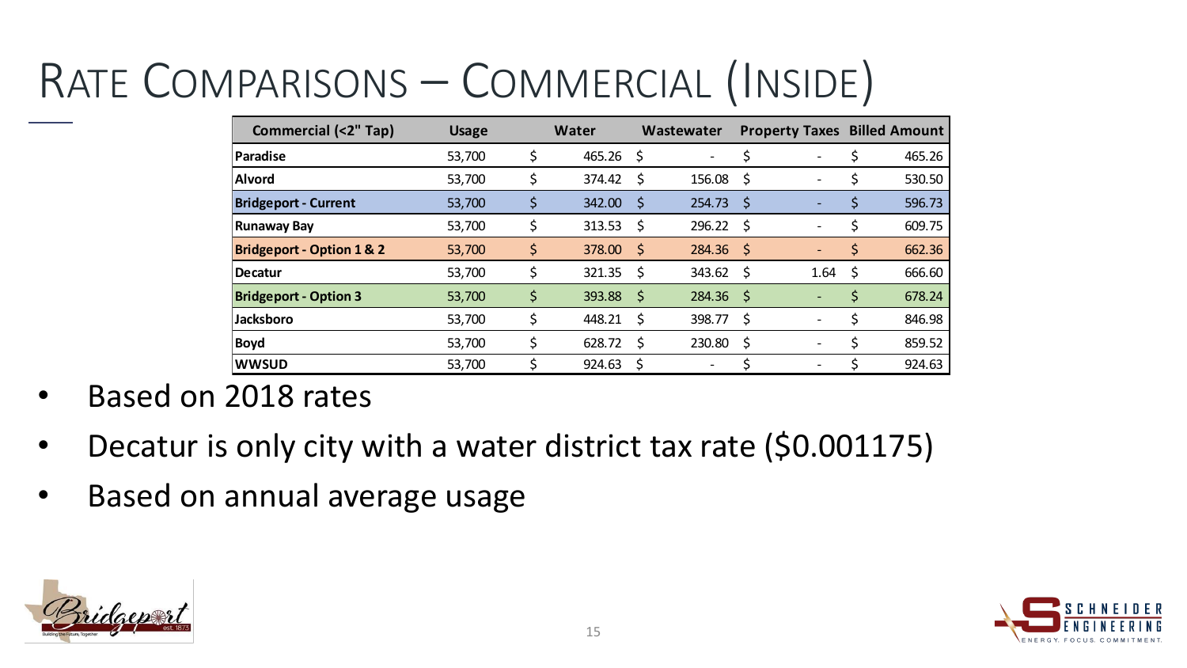# Rate Comparisons – Commercial (Inside)

| Commercial (<2" Tap) | Usage | Water | Wastewater | Property Taxes | Billed Amount |
|---|---|---|---|---|---|
| **Paradise** | 53,700 | $ 465.26 | $ - | $ - | $ 465.26 |
| **Alvord** | 53,700 | $ 374.42 | $ 156.08 | $ - | $ 530.50 |
| **Bridgeport - Current** | 53,700 | $ 342.00 | $ 254.73 | $ - | $ 596.73 |
| **Runaway Bay** | 53,700 | $ 313.53 | $ 296.22 | $ - | $ 609.75 |
| **Bridgeport - Option 1 & 2** | 53,700 | $ 378.00 | $ 284.36 | $ - | $ 662.36 |
| **Decatur** | 53,700 | $ 321.35 | $ 343.62 | $ 1.64 | $ 666.60 |
| **Bridgeport - Option 3** | 53,700 | $ 393.88 | $ 284.36 | $ - | $ 678.24 |
| **Jacksboro** | 53,700 | $ 448.21 | $ 398.77 | $ - | $ 846.98 |
| **Boyd** | 53,700 | $ 628.72 | $ 230.80 | $ - | $ 859.52 |
| **WWSUD** | 53,700 | $ 924.63 | $ - | $ - | $ 924.63 |

- Based on 2018 rates
- Decatur is only city with a water district tax rate ($0.001175)
- Based on annual average usage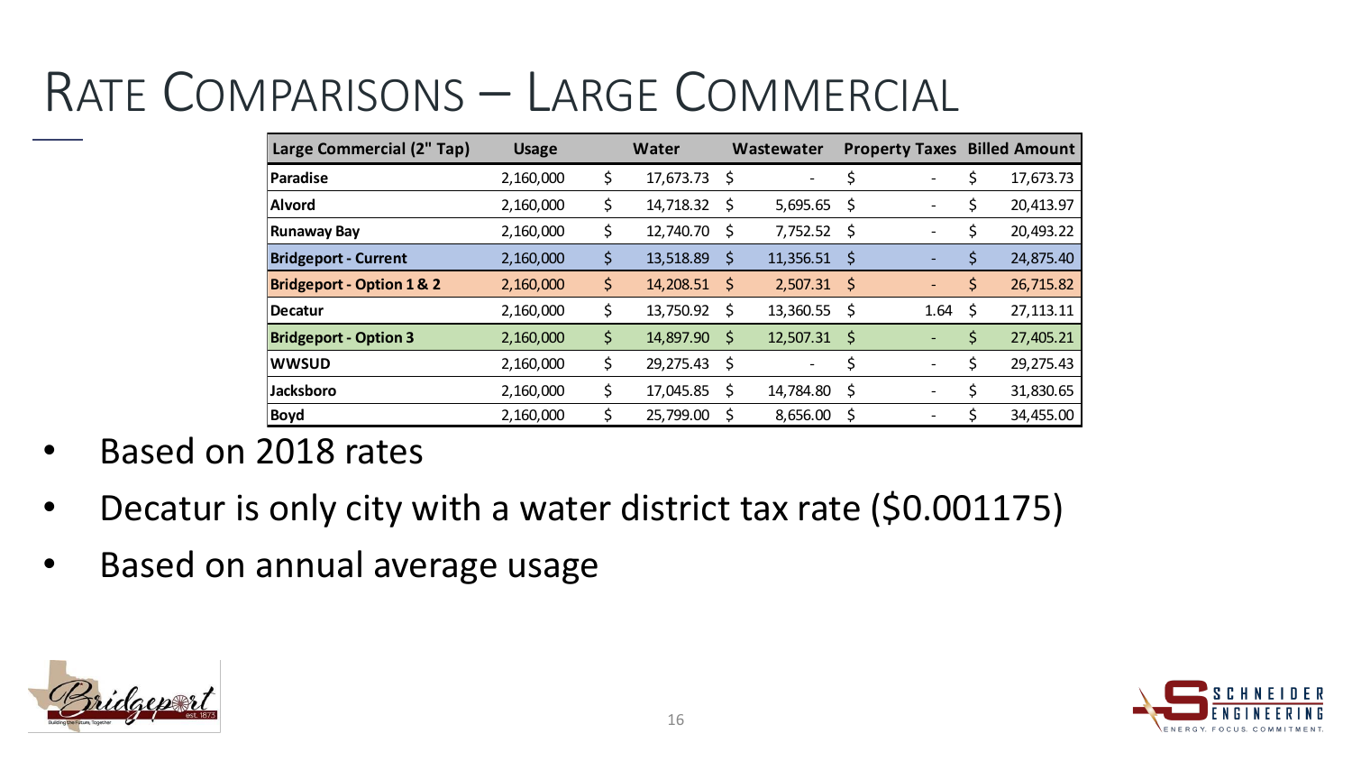# Rate Comparisons – Large Commercial

| Large Commercial (2" Tap) | Usage | Water | Wastewater | Property Taxes | Billed Amount |
|---|---|---|---|---|---|
| **Paradise** | 2,160,000 | $ 17,673.73 | $ - | $ - | $ 17,673.73 |
| **Alvord** | 2,160,000 | $ 14,718.32 | $ 5,695.65 | $ - | $ 20,413.97 |
| **Runaway Bay** | 2,160,000 | $ 12,740.70 | $ 7,752.52 | $ - | $ 20,493.22 |
| **Bridgeport - Current** | 2,160,000 | $ 13,518.89 | $ 11,356.51 | $ - | $ 24,875.40 |
| **Bridgeport - Option 1 & 2** | 2,160,000 | $ 14,208.51 | $ 2,507.31 | $ - | $ 26,715.82 |
| **Decatur** | 2,160,000 | $ 13,750.92 | $ 13,360.55 | $ 1.64 | $ 27,113.11 |
| **Bridgeport - Option 3** | 2,160,000 | $ 14,897.90 | $ 12,507.31 | $ - | $ 27,405.21 |
| **WWSUD** | 2,160,000 | $ 29,275.43 | $ - | $ - | $ 29,275.43 |
| **Jacksboro** | 2,160,000 | $ 17,045.85 | $ 14,784.80 | $ - | $ 31,830.65 |
| **Boyd** | 2,160,000 | $ 25,799.00 | $ 8,656.00 | $ - | $ 34,455.00 |

- Based on 2018 rates
- Decatur is only city with a water district tax rate ($0.001175)
- Based on annual average usage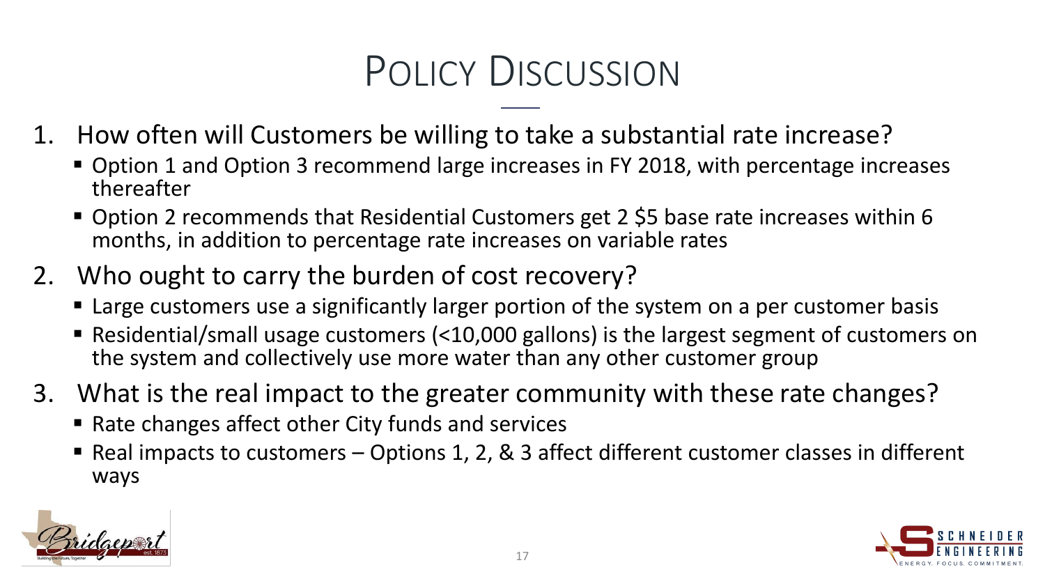# Policy Discussion

1. How often will Customers be willing to take a substantial rate increase?
   - Option 1 and Option 3 recommend large increases in FY 2018, with percentage increases thereafter
   - Option 2 recommends that Residential Customers get 2 $5 base rate increases within 6 months, in addition to percentage rate increases on variable rates
2. Who ought to carry the burden of cost recovery?
   - Large customers use a significantly larger portion of the system on a per customer basis
   - Residential/small usage customers (<10,000 gallons) is the largest segment of customers on the system and collectively use more water than any other customer group
3. What is the real impact to the greater community with these rate changes?
   - Rate changes affect other City funds and services
   - Real impacts to customers – Options 1, 2, & 3 affect different customer classes in different ways